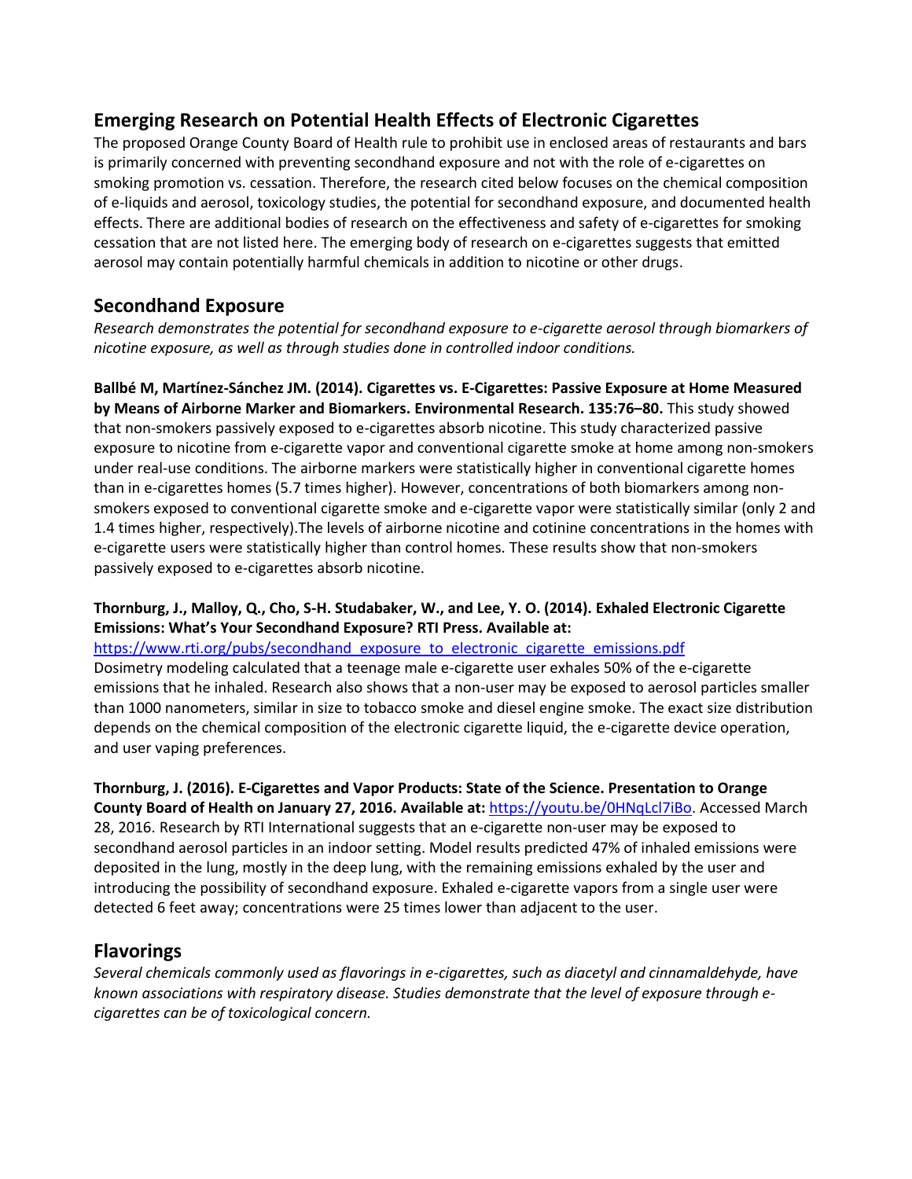## Emerging Research on Potential Health Effects of Electronic Cigarettes

The proposed Orange County Board of Health rule to prohibit use in enclosed areas of restaurants and bars is primarily concerned with preventing secondhand exposure and not with the role of e-cigarettes on smoking promotion vs. cessation. Therefore, the research cited below focuses on the chemical composition of e-liquids and aerosol, toxicology studies, the potential for secondhand exposure, and documented health effects. There are additional bodies of research on the effectiveness and safety of e-cigarettes for smoking cessation that are not listed here. The emerging body of research on e-cigarettes suggests that emitted aerosol may contain potentially harmful chemicals in addition to nicotine or other drugs.

## Secondhand Exposure

*Research demonstrates the potential for secondhand exposure to e-cigarette aerosol through biomarkers of nicotine exposure, as well as through studies done in controlled indoor conditions.*

**Ballbé M, Martínez-Sánchez JM. (2014). Cigarettes vs. E-Cigarettes: Passive Exposure at Home Measured by Means of Airborne Marker and Biomarkers. Environmental Research. 135:76–80.** This study showed that non-smokers passively exposed to e-cigarettes absorb nicotine. This study characterized passive exposure to nicotine from e-cigarette vapor and conventional cigarette smoke at home among non-smokers under real-use conditions. The airborne markers were statistically higher in conventional cigarette homes than in e-cigarettes homes (5.7 times higher). However, concentrations of both biomarkers among non-smokers exposed to conventional cigarette smoke and e-cigarette vapor were statistically similar (only 2 and 1.4 times higher, respectively).The levels of airborne nicotine and cotinine concentrations in the homes with e-cigarette users were statistically higher than control homes. These results show that non-smokers passively exposed to e-cigarettes absorb nicotine.

**Thornburg, J., Malloy, Q., Cho, S-H. Studabaker, W., and Lee, Y. O. (2014). Exhaled Electronic Cigarette Emissions: What's Your Secondhand Exposure? RTI Press. Available at:** https://www.rti.org/pubs/secondhand_exposure_to_electronic_cigarette_emissions.pdf

Dosimetry modeling calculated that a teenage male e-cigarette user exhales 50% of the e-cigarette emissions that he inhaled. Research also shows that a non-user may be exposed to aerosol particles smaller than 1000 nanometers, similar in size to tobacco smoke and diesel engine smoke. The exact size distribution depends on the chemical composition of the electronic cigarette liquid, the e-cigarette device operation, and user vaping preferences.

**Thornburg, J. (2016). E-Cigarettes and Vapor Products: State of the Science. Presentation to Orange County Board of Health on January 27, 2016. Available at:** https://youtu.be/0HNqLcl7iBo. Accessed March 28, 2016. Research by RTI International suggests that an e-cigarette non-user may be exposed to secondhand aerosol particles in an indoor setting. Model results predicted 47% of inhaled emissions were deposited in the lung, mostly in the deep lung, with the remaining emissions exhaled by the user and introducing the possibility of secondhand exposure. Exhaled e-cigarette vapors from a single user were detected 6 feet away; concentrations were 25 times lower than adjacent to the user.

## Flavorings

*Several chemicals commonly used as flavorings in e-cigarettes, such as diacetyl and cinnamaldehyde, have known associations with respiratory disease. Studies demonstrate that the level of exposure through e-cigarettes can be of toxicological concern.*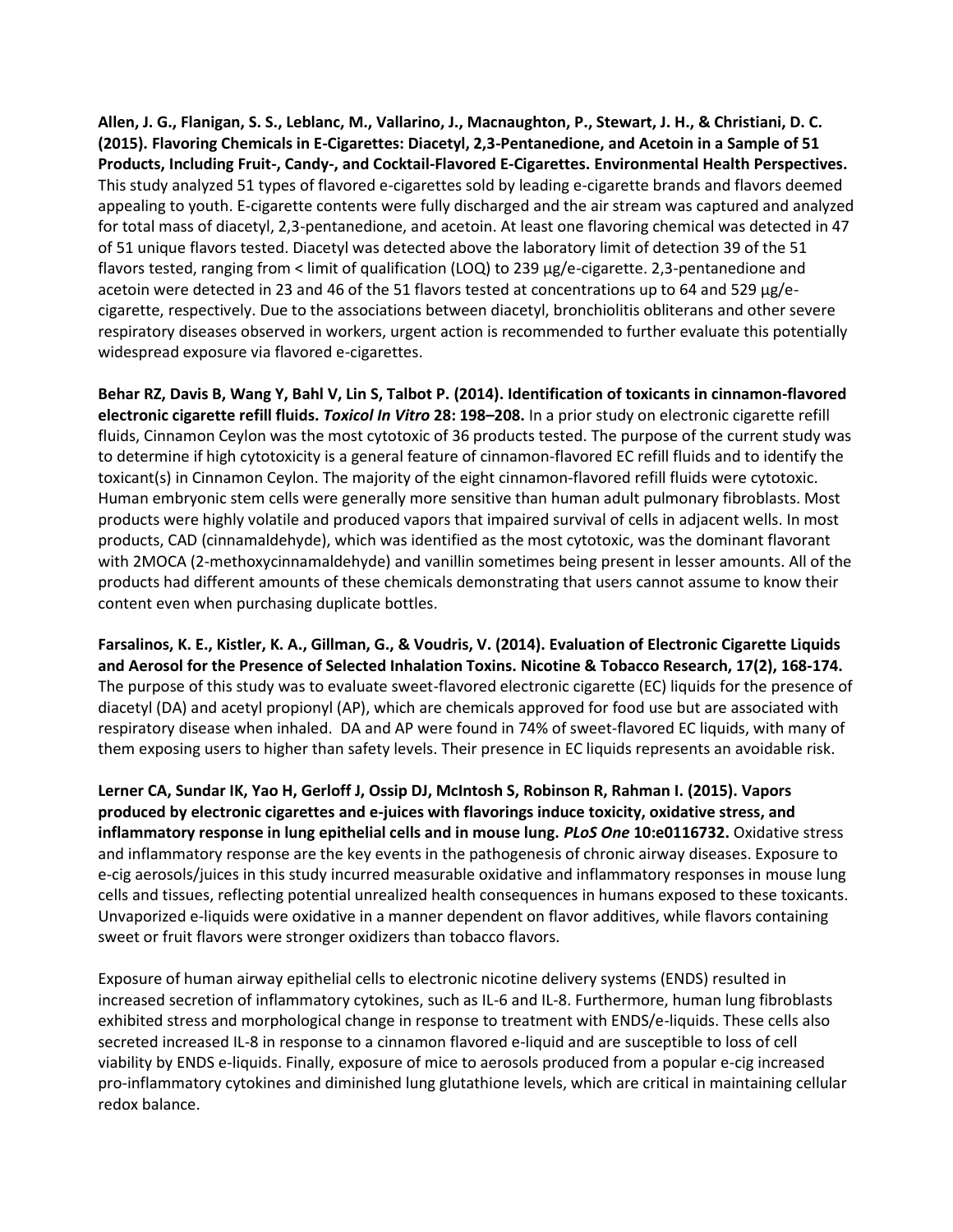**Allen, J. G., Flanigan, S. S., Leblanc, M., Vallarino, J., Macnaughton, P., Stewart, J. H., & Christiani, D. C. (2015). Flavoring Chemicals in E-Cigarettes: Diacetyl, 2,3-Pentanedione, and Acetoin in a Sample of 51 Products, Including Fruit-, Candy-, and Cocktail-Flavored E-Cigarettes. Environmental Health Perspectives.** This study analyzed 51 types of flavored e-cigarettes sold by leading e-cigarette brands and flavors deemed appealing to youth. E-cigarette contents were fully discharged and the air stream was captured and analyzed for total mass of diacetyl, 2,3-pentanedione, and acetoin. At least one flavoring chemical was detected in 47 of 51 unique flavors tested. Diacetyl was detected above the laboratory limit of detection 39 of the 51 flavors tested, ranging from < limit of qualification (LOQ) to 239 µg/e-cigarette. 2,3-pentanedione and acetoin were detected in 23 and 46 of the 51 flavors tested at concentrations up to 64 and 529 µg/e-cigarette, respectively. Due to the associations between diacetyl, bronchiolitis obliterans and other severe respiratory diseases observed in workers, urgent action is recommended to further evaluate this potentially widespread exposure via flavored e-cigarettes.

**Behar RZ, Davis B, Wang Y, Bahl V, Lin S, Talbot P. (2014). Identification of toxicants in cinnamon-flavored electronic cigarette refill fluids. *Toxicol In Vitro* 28: 198–208.** In a prior study on electronic cigarette refill fluids, Cinnamon Ceylon was the most cytotoxic of 36 products tested. The purpose of the current study was to determine if high cytotoxicity is a general feature of cinnamon-flavored EC refill fluids and to identify the toxicant(s) in Cinnamon Ceylon. The majority of the eight cinnamon-flavored refill fluids were cytotoxic. Human embryonic stem cells were generally more sensitive than human adult pulmonary fibroblasts. Most products were highly volatile and produced vapors that impaired survival of cells in adjacent wells. In most products, CAD (cinnamaldehyde), which was identified as the most cytotoxic, was the dominant flavorant with 2MOCA (2-methoxycinnamaldehyde) and vanillin sometimes being present in lesser amounts. All of the products had different amounts of these chemicals demonstrating that users cannot assume to know their content even when purchasing duplicate bottles.

**Farsalinos, K. E., Kistler, K. A., Gillman, G., & Voudris, V. (2014). Evaluation of Electronic Cigarette Liquids and Aerosol for the Presence of Selected Inhalation Toxins. Nicotine & Tobacco Research, 17(2), 168-174.** The purpose of this study was to evaluate sweet-flavored electronic cigarette (EC) liquids for the presence of diacetyl (DA) and acetyl propionyl (AP), which are chemicals approved for food use but are associated with respiratory disease when inhaled. DA and AP were found in 74% of sweet-flavored EC liquids, with many of them exposing users to higher than safety levels. Their presence in EC liquids represents an avoidable risk.

**Lerner CA, Sundar IK, Yao H, Gerloff J, Ossip DJ, McIntosh S, Robinson R, Rahman I. (2015). Vapors produced by electronic cigarettes and e-juices with flavorings induce toxicity, oxidative stress, and inflammatory response in lung epithelial cells and in mouse lung. *PLoS One* 10:e0116732.** Oxidative stress and inflammatory response are the key events in the pathogenesis of chronic airway diseases. Exposure to e-cig aerosols/juices in this study incurred measurable oxidative and inflammatory responses in mouse lung cells and tissues, reflecting potential unrealized health consequences in humans exposed to these toxicants. Unvaporized e-liquids were oxidative in a manner dependent on flavor additives, while flavors containing sweet or fruit flavors were stronger oxidizers than tobacco flavors.

Exposure of human airway epithelial cells to electronic nicotine delivery systems (ENDS) resulted in increased secretion of inflammatory cytokines, such as IL-6 and IL-8. Furthermore, human lung fibroblasts exhibited stress and morphological change in response to treatment with ENDS/e-liquids. These cells also secreted increased IL-8 in response to a cinnamon flavored e-liquid and are susceptible to loss of cell viability by ENDS e-liquids. Finally, exposure of mice to aerosols produced from a popular e-cig increased pro-inflammatory cytokines and diminished lung glutathione levels, which are critical in maintaining cellular redox balance.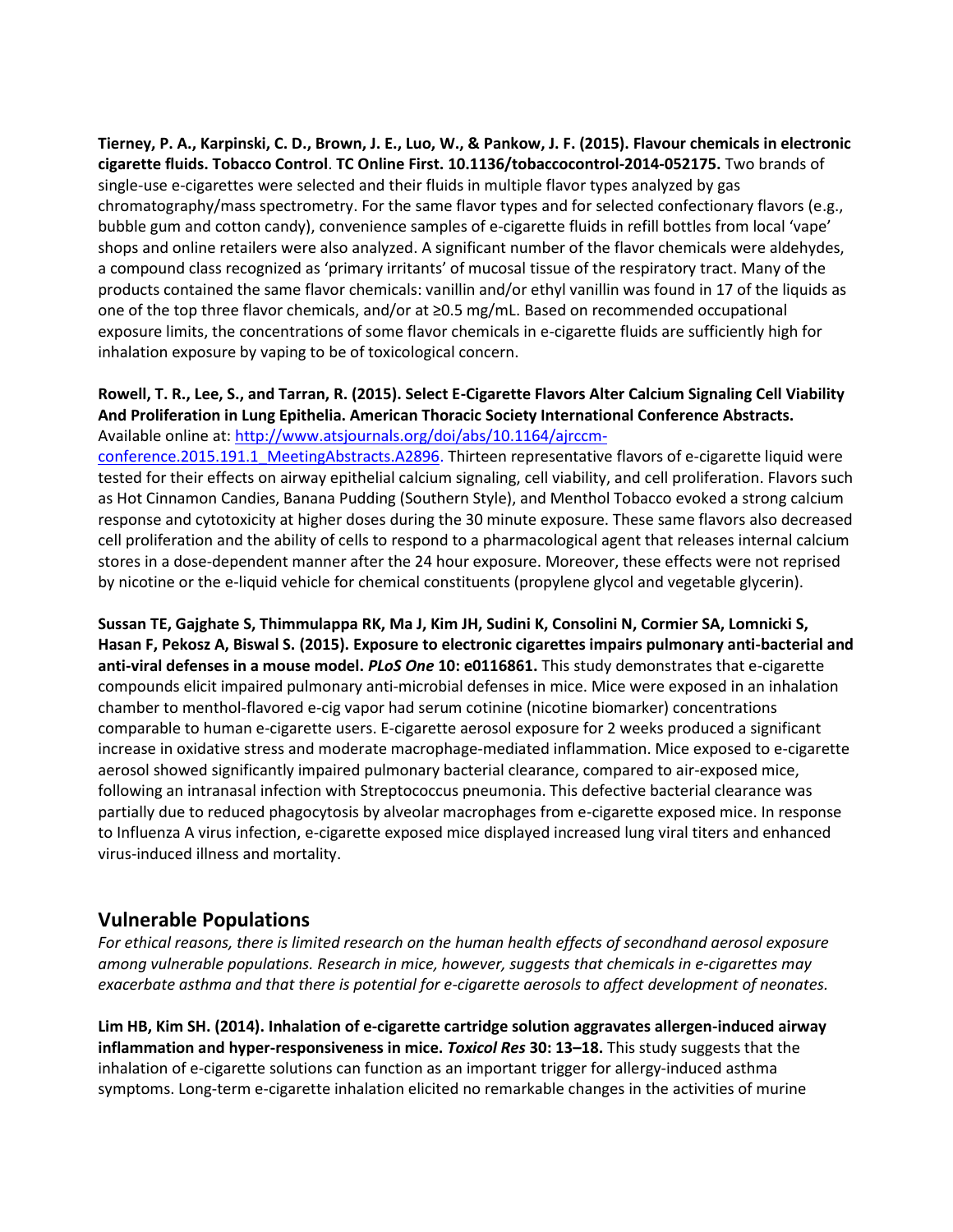**Tierney, P. A., Karpinski, C. D., Brown, J. E., Luo, W., & Pankow, J. F. (2015). Flavour chemicals in electronic cigarette fluids. Tobacco Control**. **TC Online First. 10.1136/tobaccocontrol-2014-052175.** Two brands of single-use e-cigarettes were selected and their fluids in multiple flavor types analyzed by gas chromatography/mass spectrometry. For the same flavor types and for selected confectionary flavors (e.g., bubble gum and cotton candy), convenience samples of e-cigarette fluids in refill bottles from local 'vape' shops and online retailers were also analyzed. A significant number of the flavor chemicals were aldehydes, a compound class recognized as 'primary irritants' of mucosal tissue of the respiratory tract. Many of the products contained the same flavor chemicals: vanillin and/or ethyl vanillin was found in 17 of the liquids as one of the top three flavor chemicals, and/or at ≥0.5 mg/mL. Based on recommended occupational exposure limits, the concentrations of some flavor chemicals in e-cigarette fluids are sufficiently high for inhalation exposure by vaping to be of toxicological concern.

**Rowell, T. R., Lee, S., and Tarran, R. (2015). Select E-Cigarette Flavors Alter Calcium Signaling Cell Viability And Proliferation in Lung Epithelia. American Thoracic Society International Conference Abstracts.** Available online at: [http://www.atsjournals.org/doi/abs/10.1164/ajrccm-conference.2015.191.1_MeetingAbstracts.A2896](http://www.atsjournals.org/doi/abs/10.1164/ajrccm-conference.2015.191.1_MeetingAbstracts.A2896). Thirteen representative flavors of e-cigarette liquid were tested for their effects on airway epithelial calcium signaling, cell viability, and cell proliferation. Flavors such as Hot Cinnamon Candies, Banana Pudding (Southern Style), and Menthol Tobacco evoked a strong calcium response and cytotoxicity at higher doses during the 30 minute exposure. These same flavors also decreased cell proliferation and the ability of cells to respond to a pharmacological agent that releases internal calcium stores in a dose-dependent manner after the 24 hour exposure. Moreover, these effects were not reprised by nicotine or the e-liquid vehicle for chemical constituents (propylene glycol and vegetable glycerin).

**Sussan TE, Gajghate S, Thimmulappa RK, Ma J, Kim JH, Sudini K, Consolini N, Cormier SA, Lomnicki S, Hasan F, Pekosz A, Biswal S. (2015). Exposure to electronic cigarettes impairs pulmonary anti-bacterial and anti-viral defenses in a mouse model.** ***PLoS One*** **10: e0116861.** This study demonstrates that e-cigarette compounds elicit impaired pulmonary anti-microbial defenses in mice. Mice were exposed in an inhalation chamber to menthol-flavored e-cig vapor had serum cotinine (nicotine biomarker) concentrations comparable to human e-cigarette users. E-cigarette aerosol exposure for 2 weeks produced a significant increase in oxidative stress and moderate macrophage-mediated inflammation. Mice exposed to e-cigarette aerosol showed significantly impaired pulmonary bacterial clearance, compared to air-exposed mice, following an intranasal infection with Streptococcus pneumonia. This defective bacterial clearance was partially due to reduced phagocytosis by alveolar macrophages from e-cigarette exposed mice. In response to Influenza A virus infection, e-cigarette exposed mice displayed increased lung viral titers and enhanced virus-induced illness and mortality.

## Vulnerable Populations

*For ethical reasons, there is limited research on the human health effects of secondhand aerosol exposure among vulnerable populations. Research in mice, however, suggests that chemicals in e-cigarettes may exacerbate asthma and that there is potential for e-cigarette aerosols to affect development of neonates.*

**Lim HB, Kim SH. (2014). Inhalation of e-cigarette cartridge solution aggravates allergen-induced airway inflammation and hyper-responsiveness in mice.** ***Toxicol Res*** **30: 13–18.** This study suggests that the inhalation of e-cigarette solutions can function as an important trigger for allergy-induced asthma symptoms. Long-term e-cigarette inhalation elicited no remarkable changes in the activities of murine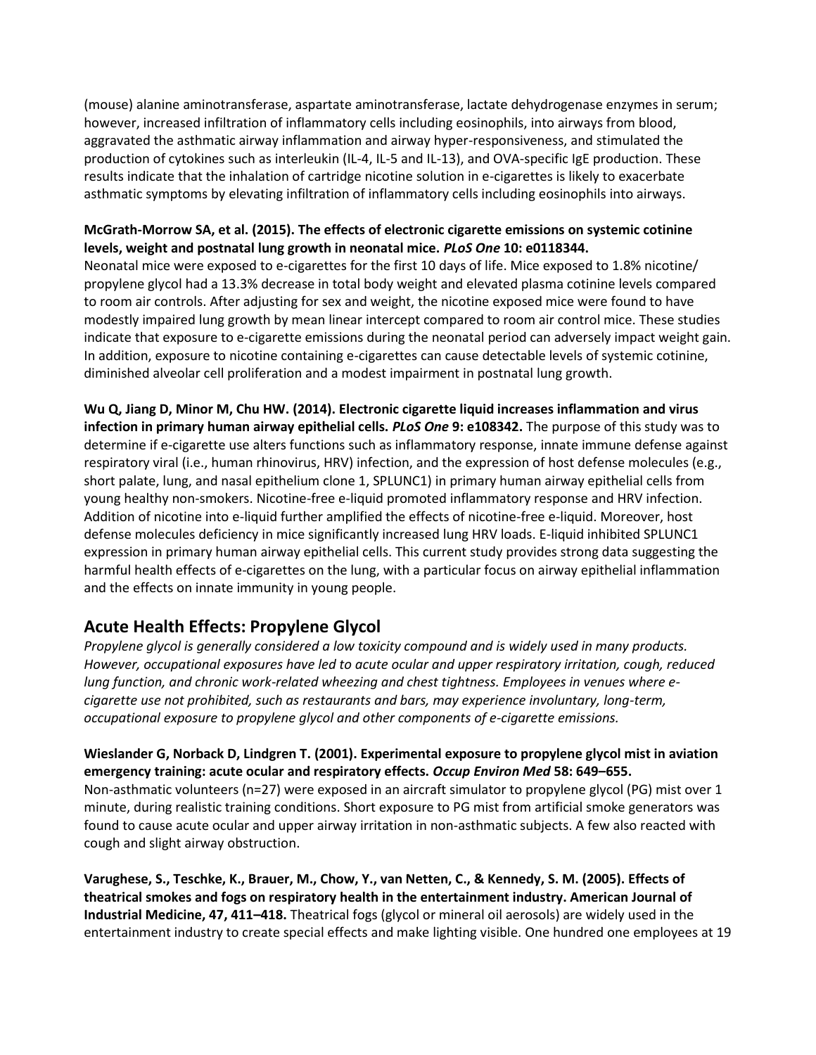(mouse) alanine aminotransferase, aspartate aminotransferase, lactate dehydrogenase enzymes in serum; however, increased infiltration of inflammatory cells including eosinophils, into airways from blood, aggravated the asthmatic airway inflammation and airway hyper-responsiveness, and stimulated the production of cytokines such as interleukin (IL-4, IL-5 and IL-13), and OVA-specific IgE production. These results indicate that the inhalation of cartridge nicotine solution in e-cigarettes is likely to exacerbate asthmatic symptoms by elevating infiltration of inflammatory cells including eosinophils into airways.

**McGrath-Morrow SA, et al. (2015). The effects of electronic cigarette emissions on systemic cotinine levels, weight and postnatal lung growth in neonatal mice. *PLoS One* 10: e0118344.**
Neonatal mice were exposed to e-cigarettes for the first 10 days of life. Mice exposed to 1.8% nicotine/ propylene glycol had a 13.3% decrease in total body weight and elevated plasma cotinine levels compared to room air controls. After adjusting for sex and weight, the nicotine exposed mice were found to have modestly impaired lung growth by mean linear intercept compared to room air control mice. These studies indicate that exposure to e-cigarette emissions during the neonatal period can adversely impact weight gain. In addition, exposure to nicotine containing e-cigarettes can cause detectable levels of systemic cotinine, diminished alveolar cell proliferation and a modest impairment in postnatal lung growth.

**Wu Q, Jiang D, Minor M, Chu HW. (2014). Electronic cigarette liquid increases inflammation and virus infection in primary human airway epithelial cells. *PLoS One* 9: e108342.** The purpose of this study was to determine if e-cigarette use alters functions such as inflammatory response, innate immune defense against respiratory viral (i.e., human rhinovirus, HRV) infection, and the expression of host defense molecules (e.g., short palate, lung, and nasal epithelium clone 1, SPLUNC1) in primary human airway epithelial cells from young healthy non-smokers. Nicotine-free e-liquid promoted inflammatory response and HRV infection. Addition of nicotine into e-liquid further amplified the effects of nicotine-free e-liquid. Moreover, host defense molecules deficiency in mice significantly increased lung HRV loads. E-liquid inhibited SPLUNC1 expression in primary human airway epithelial cells. This current study provides strong data suggesting the harmful health effects of e-cigarettes on the lung, with a particular focus on airway epithelial inflammation and the effects on innate immunity in young people.

## Acute Health Effects: Propylene Glycol

*Propylene glycol is generally considered a low toxicity compound and is widely used in many products. However, occupational exposures have led to acute ocular and upper respiratory irritation, cough, reduced lung function, and chronic work-related wheezing and chest tightness. Employees in venues where e-cigarette use not prohibited, such as restaurants and bars, may experience involuntary, long-term, occupational exposure to propylene glycol and other components of e-cigarette emissions.*

**Wieslander G, Norback D, Lindgren T. (2001). Experimental exposure to propylene glycol mist in aviation emergency training: acute ocular and respiratory effects. *Occup Environ Med* 58: 649–655.**
Non-asthmatic volunteers (n=27) were exposed in an aircraft simulator to propylene glycol (PG) mist over 1 minute, during realistic training conditions. Short exposure to PG mist from artificial smoke generators was found to cause acute ocular and upper airway irritation in non-asthmatic subjects. A few also reacted with cough and slight airway obstruction.

**Varughese, S., Teschke, K., Brauer, M., Chow, Y., van Netten, C., & Kennedy, S. M. (2005). Effects of theatrical smokes and fogs on respiratory health in the entertainment industry. American Journal of Industrial Medicine, 47, 411–418.** Theatrical fogs (glycol or mineral oil aerosols) are widely used in the entertainment industry to create special effects and make lighting visible. One hundred one employees at 19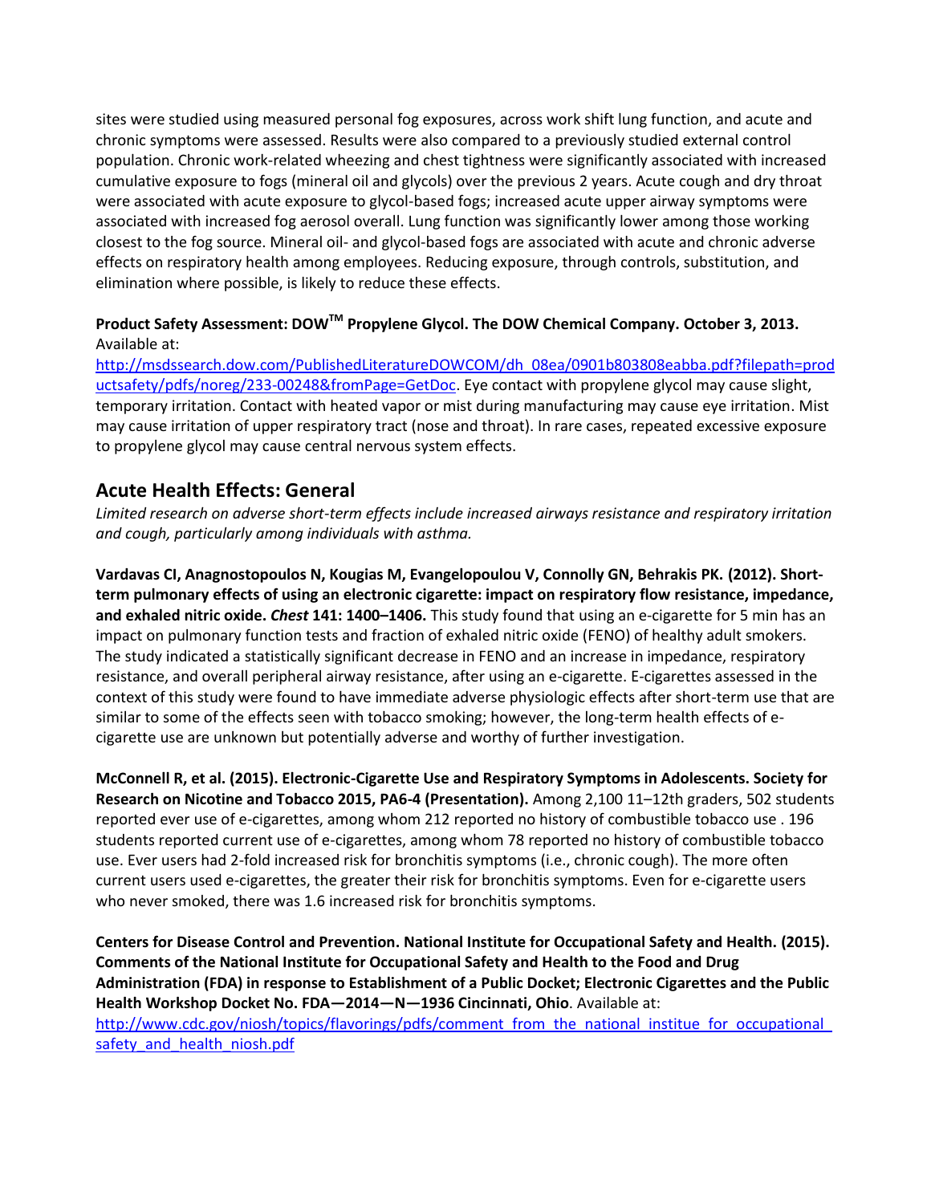sites were studied using measured personal fog exposures, across work shift lung function, and acute and chronic symptoms were assessed. Results were also compared to a previously studied external control population. Chronic work-related wheezing and chest tightness were significantly associated with increased cumulative exposure to fogs (mineral oil and glycols) over the previous 2 years. Acute cough and dry throat were associated with acute exposure to glycol-based fogs; increased acute upper airway symptoms were associated with increased fog aerosol overall. Lung function was significantly lower among those working closest to the fog source. Mineral oil- and glycol-based fogs are associated with acute and chronic adverse effects on respiratory health among employees. Reducing exposure, through controls, substitution, and elimination where possible, is likely to reduce these effects.

**Product Safety Assessment: DOW™ Propylene Glycol. The DOW Chemical Company. October 3, 2013.** Available at: http://msdssearch.dow.com/PublishedLiteratureDOWCOM/dh_08ea/0901b803808eabba.pdf?filepath=productsafety/pdfs/noreg/233-00248&fromPage=GetDoc. Eye contact with propylene glycol may cause slight, temporary irritation. Contact with heated vapor or mist during manufacturing may cause eye irritation. Mist may cause irritation of upper respiratory tract (nose and throat). In rare cases, repeated excessive exposure to propylene glycol may cause central nervous system effects.

## Acute Health Effects: General

*Limited research on adverse short-term effects include increased airways resistance and respiratory irritation and cough, particularly among individuals with asthma.*

**Vardavas CI, Anagnostopoulos N, Kougias M, Evangelopoulou V, Connolly GN, Behrakis PK. (2012). Short-term pulmonary effects of using an electronic cigarette: impact on respiratory flow resistance, impedance, and exhaled nitric oxide. *Chest* 141: 1400–1406.** This study found that using an e-cigarette for 5 min has an impact on pulmonary function tests and fraction of exhaled nitric oxide (FENO) of healthy adult smokers. The study indicated a statistically significant decrease in FENO and an increase in impedance, respiratory resistance, and overall peripheral airway resistance, after using an e-cigarette. E-cigarettes assessed in the context of this study were found to have immediate adverse physiologic effects after short-term use that are similar to some of the effects seen with tobacco smoking; however, the long-term health effects of e-cigarette use are unknown but potentially adverse and worthy of further investigation.

**McConnell R, et al. (2015). Electronic-Cigarette Use and Respiratory Symptoms in Adolescents. Society for Research on Nicotine and Tobacco 2015, PA6-4 (Presentation).** Among 2,100 11–12th graders, 502 students reported ever use of e-cigarettes, among whom 212 reported no history of combustible tobacco use . 196 students reported current use of e-cigarettes, among whom 78 reported no history of combustible tobacco use. Ever users had 2-fold increased risk for bronchitis symptoms (i.e., chronic cough). The more often current users used e-cigarettes, the greater their risk for bronchitis symptoms. Even for e-cigarette users who never smoked, there was 1.6 increased risk for bronchitis symptoms.

**Centers for Disease Control and Prevention. National Institute for Occupational Safety and Health. (2015). Comments of the National Institute for Occupational Safety and Health to the Food and Drug Administration (FDA) in response to Establishment of a Public Docket; Electronic Cigarettes and the Public Health Workshop Docket No. FDA—2014—N—1936 Cincinnati, Ohio**. Available at: http://www.cdc.gov/niosh/topics/flavorings/pdfs/comment_from_the_national_institue_for_occupational_safety_and_health_niosh.pdf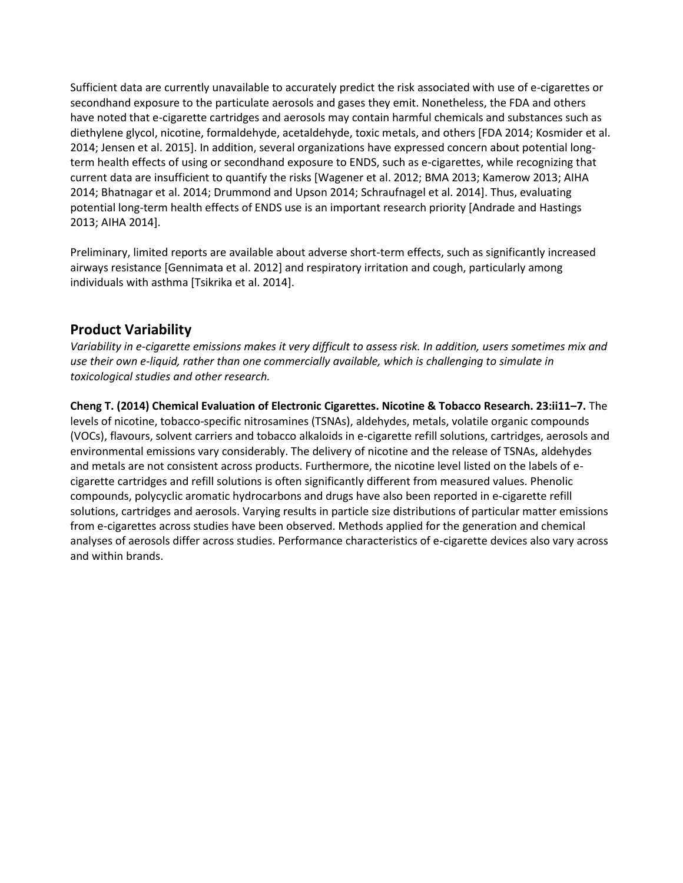Sufficient data are currently unavailable to accurately predict the risk associated with use of e-cigarettes or secondhand exposure to the particulate aerosols and gases they emit. Nonetheless, the FDA and others have noted that e-cigarette cartridges and aerosols may contain harmful chemicals and substances such as diethylene glycol, nicotine, formaldehyde, acetaldehyde, toxic metals, and others [FDA 2014; Kosmider et al. 2014; Jensen et al. 2015]. In addition, several organizations have expressed concern about potential long-term health effects of using or secondhand exposure to ENDS, such as e-cigarettes, while recognizing that current data are insufficient to quantify the risks [Wagener et al. 2012; BMA 2013; Kamerow 2013; AIHA 2014; Bhatnagar et al. 2014; Drummond and Upson 2014; Schraufnagel et al. 2014]. Thus, evaluating potential long-term health effects of ENDS use is an important research priority [Andrade and Hastings 2013; AIHA 2014].

Preliminary, limited reports are available about adverse short-term effects, such as significantly increased airways resistance [Gennimata et al. 2012] and respiratory irritation and cough, particularly among individuals with asthma [Tsikrika et al. 2014].

## Product Variability

*Variability in e-cigarette emissions makes it very difficult to assess risk. In addition, users sometimes mix and use their own e-liquid, rather than one commercially available, which is challenging to simulate in toxicological studies and other research.*

**Cheng T. (2014) Chemical Evaluation of Electronic Cigarettes. Nicotine & Tobacco Research. 23:ii11–7.** The levels of nicotine, tobacco-specific nitrosamines (TSNAs), aldehydes, metals, volatile organic compounds (VOCs), flavours, solvent carriers and tobacco alkaloids in e-cigarette refill solutions, cartridges, aerosols and environmental emissions vary considerably. The delivery of nicotine and the release of TSNAs, aldehydes and metals are not consistent across products. Furthermore, the nicotine level listed on the labels of e-cigarette cartridges and refill solutions is often significantly different from measured values. Phenolic compounds, polycyclic aromatic hydrocarbons and drugs have also been reported in e-cigarette refill solutions, cartridges and aerosols. Varying results in particle size distributions of particular matter emissions from e-cigarettes across studies have been observed. Methods applied for the generation and chemical analyses of aerosols differ across studies. Performance characteristics of e-cigarette devices also vary across and within brands.